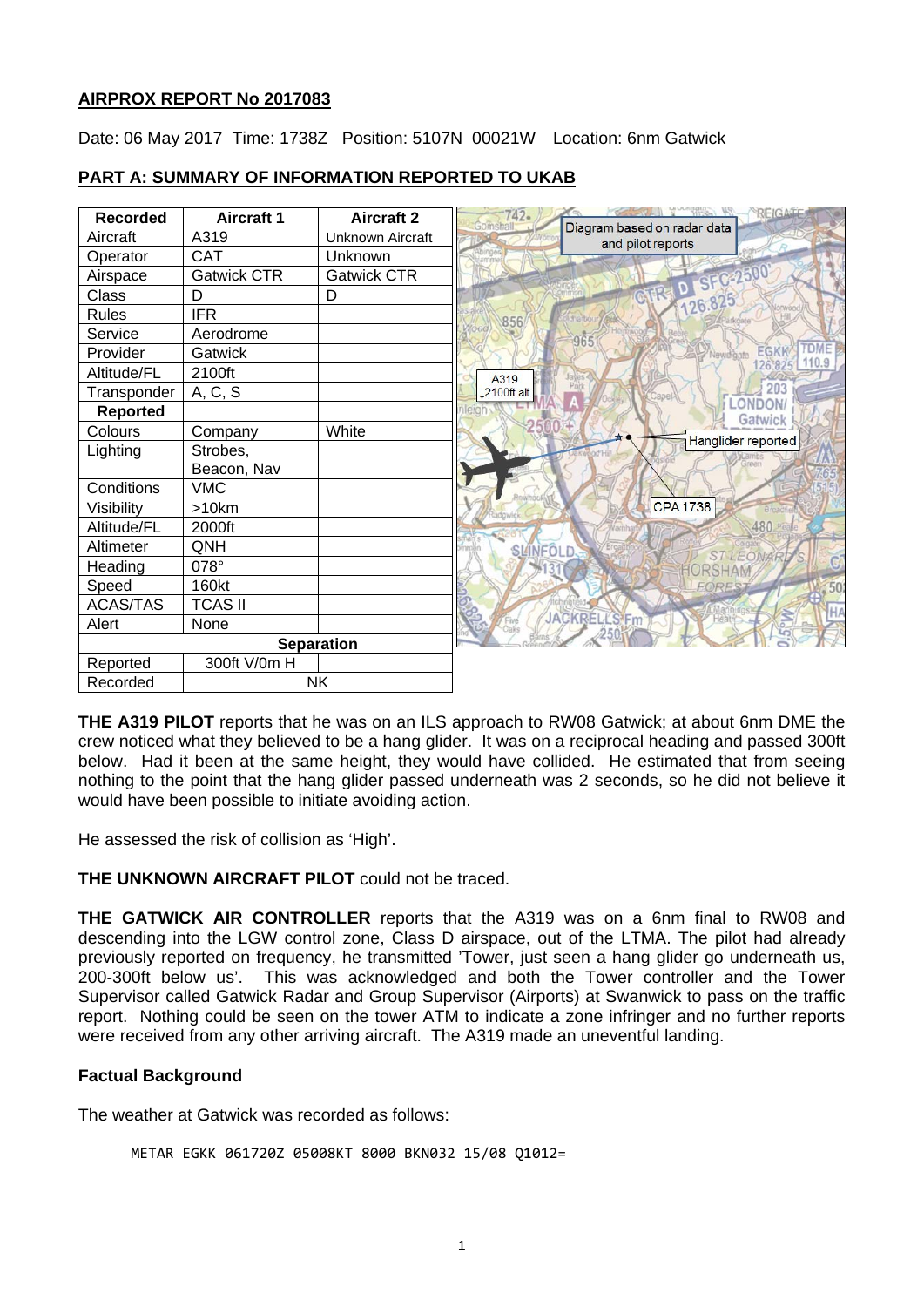**AIRPROX REPORT No 2017083**

Date: 06 May 2017 Time: 1738Z Position: 5107N 00021W Location: 6nm Gatwick

**PART A: SUMMARY OF INFORMATION REPORTED TO UKAB**

| Recorded | Aircraft 1 | Aircraft 2 |
|---|---|---|
| Aircraft | A319 | Unknown Aircraft |
| Operator | CAT | Unknown |
| Airspace | Gatwick CTR | Gatwick CTR |
| Class | D | D |
| Rules | IFR | |
| Service | Aerodrome | |
| Provider | Gatwick | |
| Altitude/FL | 2100ft | |
| Transponder | A, C, S | |
| **Reported** | | |
| Colours | Company | White |
| Lighting | Strobes, Beacon, Nav | |
| Conditions | VMC | |
| Visibility | >10km | |
| Altitude/FL | 2000ft | |
| Altimeter | QNH | |
| Heading | 078° | |
| Speed | 160kt | |
| ACAS/TAS | TCAS II | |
| Alert | None | |
| **Separation** | | |
| Reported | 300ft V/0m H | |
| Recorded | NK | |

Diagram based on radar data and pilot reports

**THE A319 PILOT** reports that he was on an ILS approach to RW08 Gatwick; at about 6nm DME the crew noticed what they believed to be a hang glider. It was on a reciprocal heading and passed 300ft below. Had it been at the same height, they would have collided. He estimated that from seeing nothing to the point that the hang glider passed underneath was 2 seconds, so he did not believe it would have been possible to initiate avoiding action.

He assessed the risk of collision as 'High'.

**THE UNKNOWN AIRCRAFT PILOT** could not be traced.

**THE GATWICK AIR CONTROLLER** reports that the A319 was on a 6nm final to RW08 and descending into the LGW control zone, Class D airspace, out of the LTMA. The pilot had already previously reported on frequency, he transmitted 'Tower, just seen a hang glider go underneath us, 200-300ft below us'. This was acknowledged and both the Tower controller and the Tower Supervisor called Gatwick Radar and Group Supervisor (Airports) at Swanwick to pass on the traffic report. Nothing could be seen on the tower ATM to indicate a zone infringer and no further reports were received from any other arriving aircraft. The A319 made an uneventful landing.

**Factual Background**

The weather at Gatwick was recorded as follows:

```
METAR EGKK 061720Z 05008KT 8000 BKN032 15/08 Q1012=
```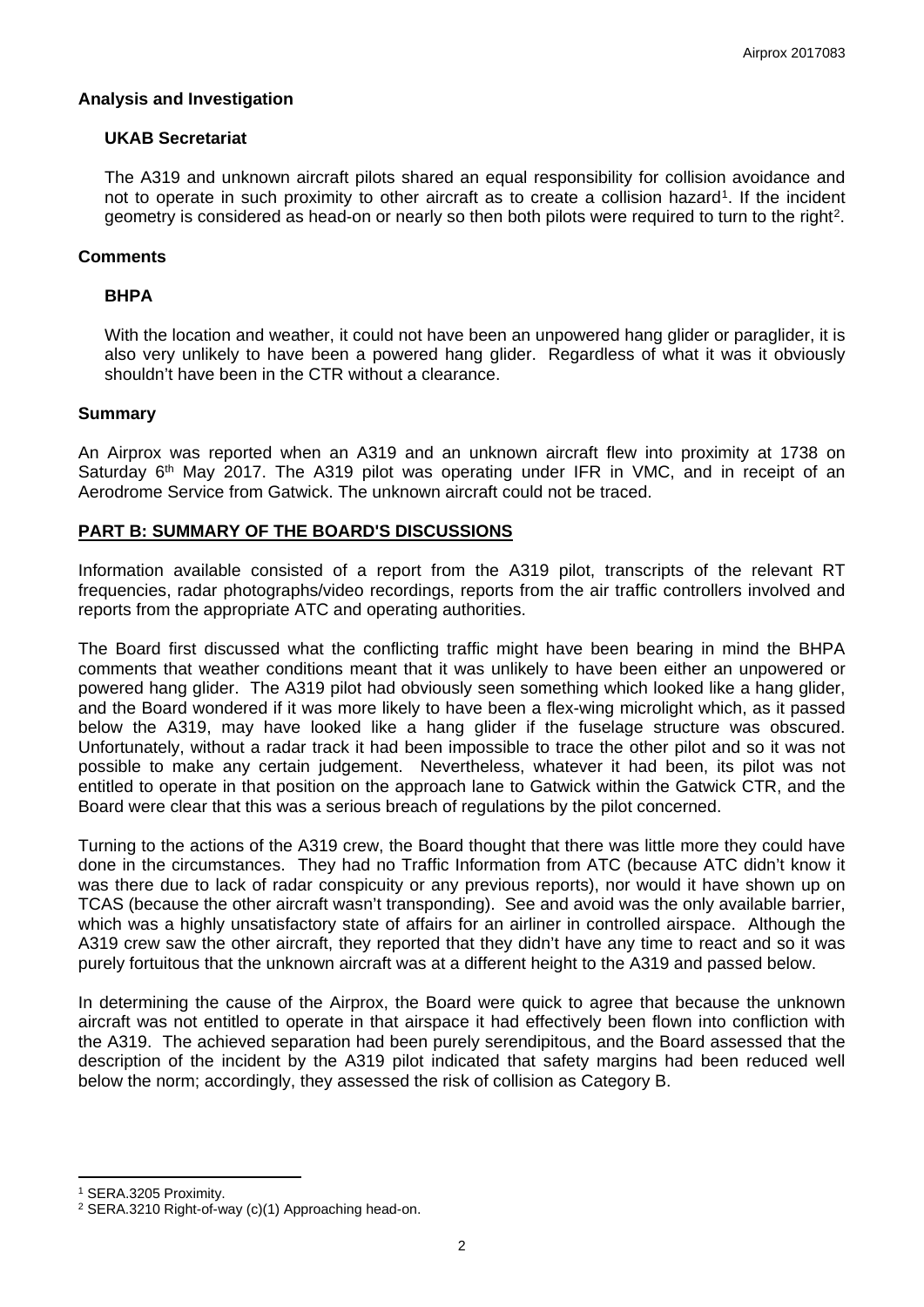## Analysis and Investigation

### UKAB Secretariat

The A319 and unknown aircraft pilots shared an equal responsibility for collision avoidance and not to operate in such proximity to other aircraft as to create a collision hazard[1]. If the incident geometry is considered as head-on or nearly so then both pilots were required to turn to the right[2].

## Comments

### BHPA

With the location and weather, it could not have been an unpowered hang glider or paraglider, it is also very unlikely to have been a powered hang glider. Regardless of what it was it obviously shouldn't have been in the CTR without a clearance.

## Summary

An Airprox was reported when an A319 and an unknown aircraft flew into proximity at 1738 on Saturday 6th May 2017. The A319 pilot was operating under IFR in VMC, and in receipt of an Aerodrome Service from Gatwick. The unknown aircraft could not be traced.

## PART B: SUMMARY OF THE BOARD'S DISCUSSIONS

Information available consisted of a report from the A319 pilot, transcripts of the relevant RT frequencies, radar photographs/video recordings, reports from the air traffic controllers involved and reports from the appropriate ATC and operating authorities.

The Board first discussed what the conflicting traffic might have been bearing in mind the BHPA comments that weather conditions meant that it was unlikely to have been either an unpowered or powered hang glider. The A319 pilot had obviously seen something which looked like a hang glider, and the Board wondered if it was more likely to have been a flex-wing microlight which, as it passed below the A319, may have looked like a hang glider if the fuselage structure was obscured. Unfortunately, without a radar track it had been impossible to trace the other pilot and so it was not possible to make any certain judgement. Nevertheless, whatever it had been, its pilot was not entitled to operate in that position on the approach lane to Gatwick within the Gatwick CTR, and the Board were clear that this was a serious breach of regulations by the pilot concerned.

Turning to the actions of the A319 crew, the Board thought that there was little more they could have done in the circumstances. They had no Traffic Information from ATC (because ATC didn't know it was there due to lack of radar conspicuity or any previous reports), nor would it have shown up on TCAS (because the other aircraft wasn't transponding). See and avoid was the only available barrier, which was a highly unsatisfactory state of affairs for an airliner in controlled airspace. Although the A319 crew saw the other aircraft, they reported that they didn't have any time to react and so it was purely fortuitous that the unknown aircraft was at a different height to the A319 and passed below.

In determining the cause of the Airprox, the Board were quick to agree that because the unknown aircraft was not entitled to operate in that airspace it had effectively been flown into confliction with the A319. The achieved separation had been purely serendipitous, and the Board assessed that the description of the incident by the A319 pilot indicated that safety margins had been reduced well below the norm; accordingly, they assessed the risk of collision as Category B.

---

[1] SERA.3205 Proximity.

[2] SERA.3210 Right-of-way (c)(1) Approaching head-on.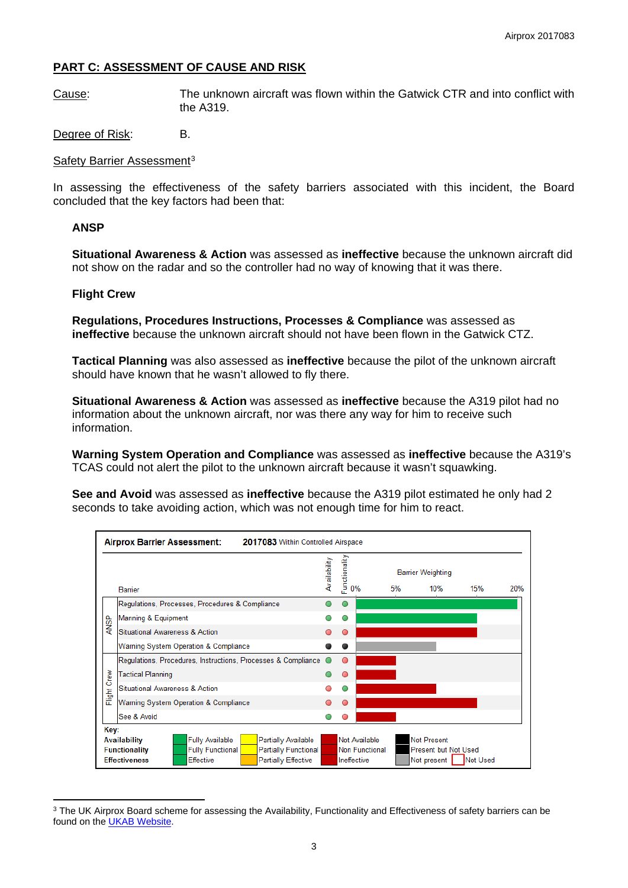## PART C: ASSESSMENT OF CAUSE AND RISK

Cause: The unknown aircraft was flown within the Gatwick CTR and into conflict with the A319.

Degree of Risk: B.

Safety Barrier Assessment[3]

In assessing the effectiveness of the safety barriers associated with this incident, the Board concluded that the key factors had been that:

**ANSP**

**Situational Awareness & Action** was assessed as **ineffective** because the unknown aircraft did not show on the radar and so the controller had no way of knowing that it was there.

**Flight Crew**

**Regulations, Procedures Instructions, Processes & Compliance** was assessed as **ineffective** because the unknown aircraft should not have been flown in the Gatwick CTZ.

**Tactical Planning** was also assessed as **ineffective** because the pilot of the unknown aircraft should have known that he wasn't allowed to fly there.

**Situational Awareness & Action** was assessed as **ineffective** because the A319 pilot had no information about the unknown aircraft, nor was there any way for him to receive such information.

**Warning System Operation and Compliance** was assessed as **ineffective** because the A319's TCAS could not alert the pilot to the unknown aircraft because it wasn't squawking.

**See and Avoid** was assessed as **ineffective** because the A319 pilot estimated he only had 2 seconds to take avoiding action, which was not enough time for him to react.

Airprox Barrier Assessment: 2017083 Within Controlled Airspace

Barrier
Availability
Functionality
Barrier Weighting
0% 5% 10% 15% 20%

ANSP
Regulations, Processes, Procedures & Compliance
Manning & Equipment
Situational Awareness & Action
Warning System Operation & Compliance

Flight Crew
Regulations, Procedures, Instructions, Processes & Compliance
Tactical Planning
Situational Awareness & Action
Warning System Operation & Compliance
See & Avoid

Key:
Availability: Fully Available, Partially Available, Not Available, Not Present
Functionality: Fully Functional, Partially Functional, Non Functional, Present but Not Used
Effectiveness: Effective, Partially Effective, Ineffective, Not present, Not Used

---

[3] The UK Airprox Board scheme for assessing the Availability, Functionality and Effectiveness of safety barriers can be found on the UKAB Website.